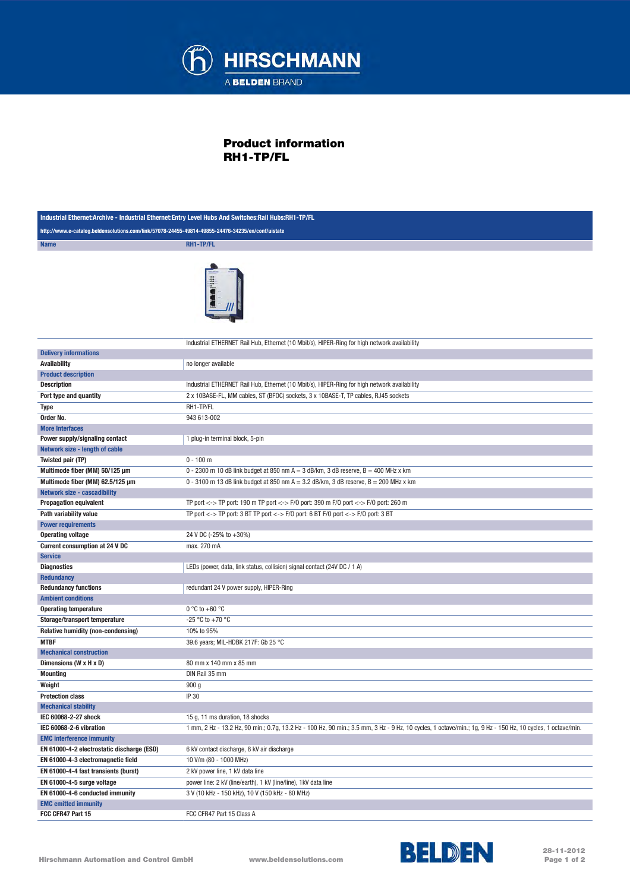# Product information
## RH1-TP/FL

**Industrial Ethernet:Archive - Industrial Ethernet:Entry Level Hubs And Switches:Rail Hubs:RH1-TP/FL**

http://www.e-catalog.beldensolutions.com/link/57078-24455-49814-49855-24476-34235/en/conf/uistate

| Name | RH1-TP/FL |
| --- | --- |
| | Industrial ETHERNET Rail Hub, Ethernet (10 Mbit/s), HIPER-Ring for high network availability |
| **Delivery informations** | |
| Availability | no longer available |
| **Product description** | |
| Description | Industrial ETHERNET Rail Hub, Ethernet (10 Mbit/s), HIPER-Ring for high network availability |
| Port type and quantity | 2 x 10BASE-FL, MM cables, ST (BFOC) sockets, 3 x 10BASE-T, TP cables, RJ45 sockets |
| Type | RH1-TP/FL |
| Order No. | 943 613-002 |
| **More Interfaces** | |
| Power supply/signaling contact | 1 plug-in terminal block, 5-pin |
| **Network size - length of cable** | |
| Twisted pair (TP) | 0 - 100 m |
| Multimode fiber (MM) 50/125 µm | 0 - 2300 m 10 dB link budget at 850 nm A = 3 dB/km, 3 dB reserve, B = 400 MHz x km |
| Multimode fiber (MM) 62.5/125 µm | 0 - 3100 m 13 dB link budget at 850 nm A = 3.2 dB/km, 3 dB reserve, B = 200 MHz x km |
| **Network size - cascadibility** | |
| Propagation equivalent | TP port <-> TP port: 190 m TP port <-> F/O port: 390 m F/O port <-> F/O port: 260 m |
| Path variability value | TP port <-> TP port: 3 BT TP port <-> F/O port: 6 BT F/O port <-> F/O port: 3 BT |
| **Power requirements** | |
| Operating voltage | 24 V DC (-25% to +30%) |
| Current consumption at 24 V DC | max. 270 mA |
| **Service** | |
| Diagnostics | LEDs (power, data, link status, collision) signal contact (24V DC / 1 A) |
| **Redundancy** | |
| Redundancy functions | redundant 24 V power supply, HIPER-Ring |
| **Ambient conditions** | |
| Operating temperature | 0 °C to +60 °C |
| Storage/transport temperature | -25 °C to +70 °C |
| Relative humidity (non-condensing) | 10% to 95% |
| MTBF | 39.6 years; MIL-HDBK 217F: Gb 25 °C |
| **Mechanical construction** | |
| Dimensions (W x H x D) | 80 mm x 140 mm x 85 mm |
| Mounting | DIN Rail 35 mm |
| Weight | 900 g |
| Protection class | IP 30 |
| **Mechanical stability** | |
| IEC 60068-2-27 shock | 15 g, 11 ms duration, 18 shocks |
| IEC 60068-2-6 vibration | 1 mm, 2 Hz - 13.2 Hz, 90 min.; 0.7g, 13.2 Hz - 100 Hz, 90 min.; 3.5 mm, 3 Hz - 9 Hz, 10 cycles, 1 octave/min.; 1g, 9 Hz - 150 Hz, 10 cycles, 1 octave/min. |
| **EMC interference immunity** | |
| EN 61000-4-2 electrostatic discharge (ESD) | 6 kV contact discharge, 8 kV air discharge |
| EN 61000-4-3 electromagnetic field | 10 V/m (80 - 1000 MHz) |
| EN 61000-4-4 fast transients (burst) | 2 kV power line, 1 kV data line |
| EN 61000-4-5 surge voltage | power line: 2 kV (line/earth), 1 kV (line/line), 1kV data line |
| EN 61000-4-6 conducted immunity | 3 V (10 kHz - 150 kHz), 10 V (150 kHz - 80 MHz) |
| **EMC emitted immunity** | |
| FCC CFR47 Part 15 | FCC CFR47 Part 15 Class A |

Hirschmann Automation and Control GmbH www.beldensolutions.com 28-11-2012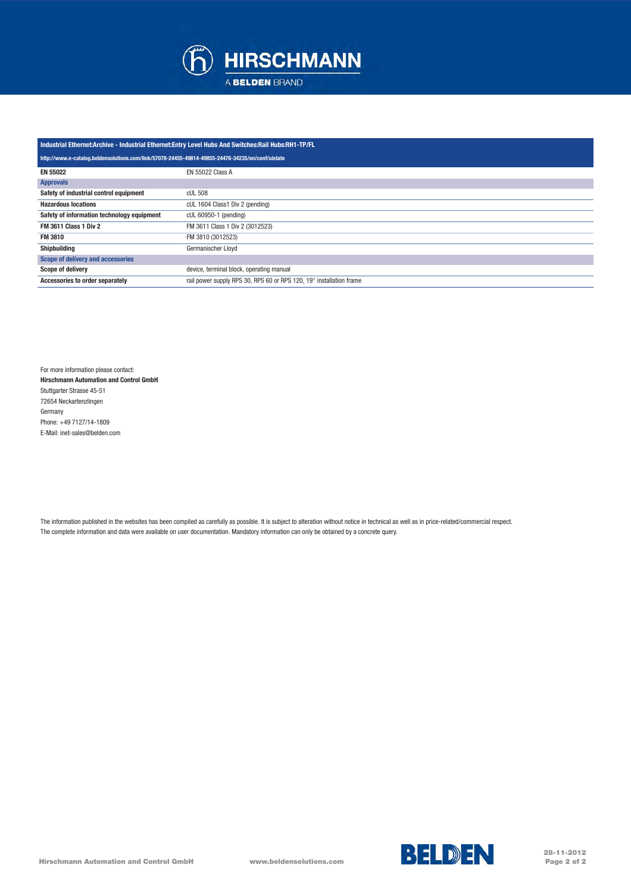**Industrial Ethernet:Archive - Industrial Ethernet:Entry Level Hubs And Switches:Rail Hubs:RH1-TP/FL**

http://www.e-catalog.beldensolutions.com/link/57078-24455-49814-49855-24476-34235/en/conf/uistate

| | |
|---|---|
| **EN 55022** | EN 55022 Class A |
| **Approvals** | |
| **Safety of industrial control equipment** | cUL 508 |
| **Hazardous locations** | cUL 1604 Class1 Div 2 (pending) |
| **Safety of information technology equipment** | cUL 60950-1 (pending) |
| **FM 3611 Class 1 Div 2** | FM 3611 Class 1 Div 2 (3012523) |
| **FM 3810** | FM 3810 (3012523) |
| **Shipbuilding** | Germanischer Lloyd |
| **Scope of delivery and accessories** | |
| **Scope of delivery** | device, terminal block, operating manual |
| **Accessories to order separately** | rail power supply RPS 30, RPS 60 or RPS 120, 19" installation frame |

For more information please contact:
**Hirschmann Automation and Control GmbH**
Stuttgarter Strasse 45-51
72654 Neckartenzlingen
Germany
Phone: +49 7127/14-1809
E-Mail: inet-sales@belden.com

The information published in the websites has been compiled as carefully as possible. It is subject to alteration without notice in technical as well as in price-related/commercial respect.
The complete information and data were available on user documentation. Mandatory information can only be obtained by a concrete query.